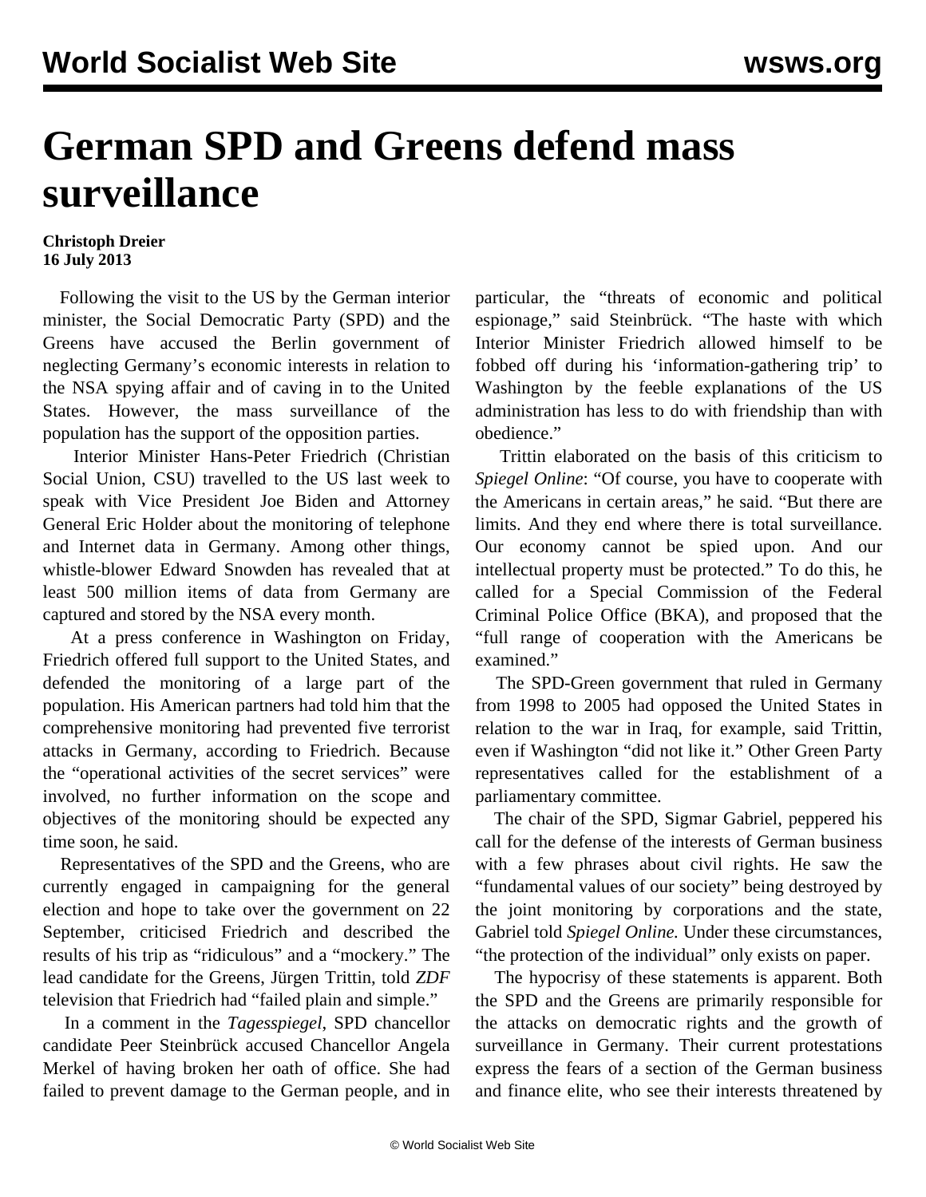# German SPD and Greens defend mass surveillance

**Christoph Dreier**
**16 July 2013**

Following the visit to the US by the German interior minister, the Social Democratic Party (SPD) and the Greens have accused the Berlin government of neglecting Germany's economic interests in relation to the NSA spying affair and of caving in to the United States. However, the mass surveillance of the population has the support of the opposition parties.

Interior Minister Hans-Peter Friedrich (Christian Social Union, CSU) travelled to the US last week to speak with Vice President Joe Biden and Attorney General Eric Holder about the monitoring of telephone and Internet data in Germany. Among other things, whistle-blower Edward Snowden has revealed that at least 500 million items of data from Germany are captured and stored by the NSA every month.

At a press conference in Washington on Friday, Friedrich offered full support to the United States, and defended the monitoring of a large part of the population. His American partners had told him that the comprehensive monitoring had prevented five terrorist attacks in Germany, according to Friedrich. Because the "operational activities of the secret services" were involved, no further information on the scope and objectives of the monitoring should be expected any time soon, he said.

Representatives of the SPD and the Greens, who are currently engaged in campaigning for the general election and hope to take over the government on 22 September, criticised Friedrich and described the results of his trip as "ridiculous" and a "mockery." The lead candidate for the Greens, Jürgen Trittin, told *ZDF* television that Friedrich had "failed plain and simple."

In a comment in the *Tagesspiegel*, SPD chancellor candidate Peer Steinbrück accused Chancellor Angela Merkel of having broken her oath of office. She had failed to prevent damage to the German people, and in particular, the "threats of economic and political espionage," said Steinbrück. "The haste with which Interior Minister Friedrich allowed himself to be fobbed off during his 'information-gathering trip' to Washington by the feeble explanations of the US administration has less to do with friendship than with obedience."

Trittin elaborated on the basis of this criticism to *Spiegel Online*: "Of course, you have to cooperate with the Americans in certain areas," he said. "But there are limits. And they end where there is total surveillance. Our economy cannot be spied upon. And our intellectual property must be protected." To do this, he called for a Special Commission of the Federal Criminal Police Office (BKA), and proposed that the "full range of cooperation with the Americans be examined."

The SPD-Green government that ruled in Germany from 1998 to 2005 had opposed the United States in relation to the war in Iraq, for example, said Trittin, even if Washington "did not like it." Other Green Party representatives called for the establishment of a parliamentary committee.

The chair of the SPD, Sigmar Gabriel, peppered his call for the defense of the interests of German business with a few phrases about civil rights. He saw the "fundamental values of our society" being destroyed by the joint monitoring by corporations and the state, Gabriel told *Spiegel Online.* Under these circumstances, "the protection of the individual" only exists on paper.

The hypocrisy of these statements is apparent. Both the SPD and the Greens are primarily responsible for the attacks on democratic rights and the growth of surveillance in Germany. Their current protestations express the fears of a section of the German business and finance elite, who see their interests threatened by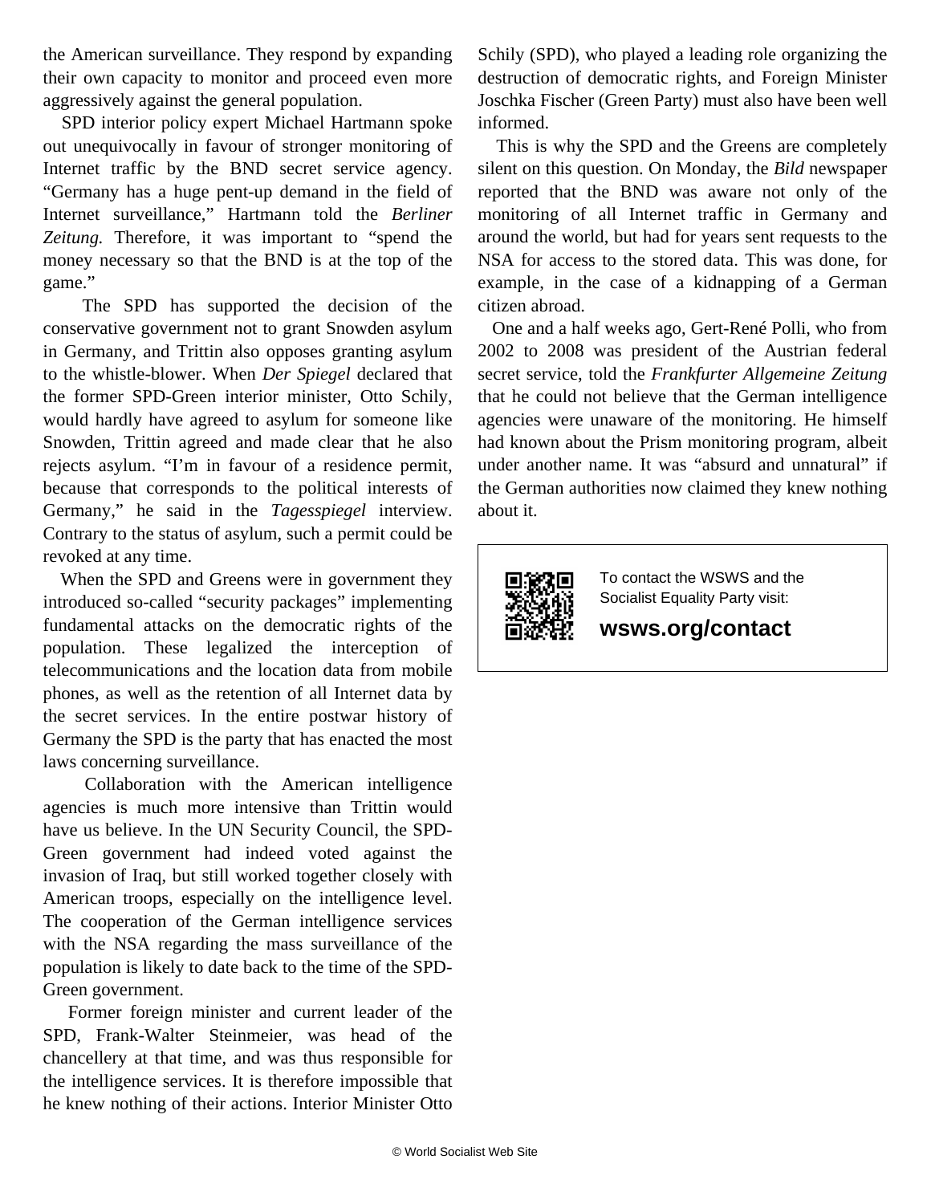the American surveillance. They respond by expanding their own capacity to monitor and proceed even more aggressively against the general population.

SPD interior policy expert Michael Hartmann spoke out unequivocally in favour of stronger monitoring of Internet traffic by the BND secret service agency. “Germany has a huge pent-up demand in the field of Internet surveillance,” Hartmann told the *Berliner Zeitung.* Therefore, it was important to “spend the money necessary so that the BND is at the top of the game.”

The SPD has supported the decision of the conservative government not to grant Snowden asylum in Germany, and Trittin also opposes granting asylum to the whistle-blower. When *Der Spiegel* declared that the former SPD-Green interior minister, Otto Schily, would hardly have agreed to asylum for someone like Snowden, Trittin agreed and made clear that he also rejects asylum. “I’m in favour of a residence permit, because that corresponds to the political interests of Germany,” he said in the *Tagesspiegel* interview. Contrary to the status of asylum, such a permit could be revoked at any time.

When the SPD and Greens were in government they introduced so-called “security packages” implementing fundamental attacks on the democratic rights of the population. These legalized the interception of telecommunications and the location data from mobile phones, as well as the retention of all Internet data by the secret services. In the entire postwar history of Germany the SPD is the party that has enacted the most laws concerning surveillance.

Collaboration with the American intelligence agencies is much more intensive than Trittin would have us believe. In the UN Security Council, the SPD-Green government had indeed voted against the invasion of Iraq, but still worked together closely with American troops, especially on the intelligence level. The cooperation of the German intelligence services with the NSA regarding the mass surveillance of the population is likely to date back to the time of the SPD-Green government.

Former foreign minister and current leader of the SPD, Frank-Walter Steinmeier, was head of the chancellery at that time, and was thus responsible for the intelligence services. It is therefore impossible that he knew nothing of their actions. Interior Minister Otto Schily (SPD), who played a leading role organizing the destruction of democratic rights, and Foreign Minister Joschka Fischer (Green Party) must also have been well informed.

This is why the SPD and the Greens are completely silent on this question. On Monday, the *Bild* newspaper reported that the BND was aware not only of the monitoring of all Internet traffic in Germany and around the world, but had for years sent requests to the NSA for access to the stored data. This was done, for example, in the case of a kidnapping of a German citizen abroad.

One and a half weeks ago, Gert-René Polli, who from 2002 to 2008 was president of the Austrian federal secret service, told the *Frankfurter Allgemeine Zeitung* that he could not believe that the German intelligence agencies were unaware of the monitoring. He himself had known about the Prism monitoring program, albeit under another name. It was “absurd and unnatural” if the German authorities now claimed they knew nothing about it.

To contact the WSWS and the Socialist Equality Party visit:

**wsws.org/contact**